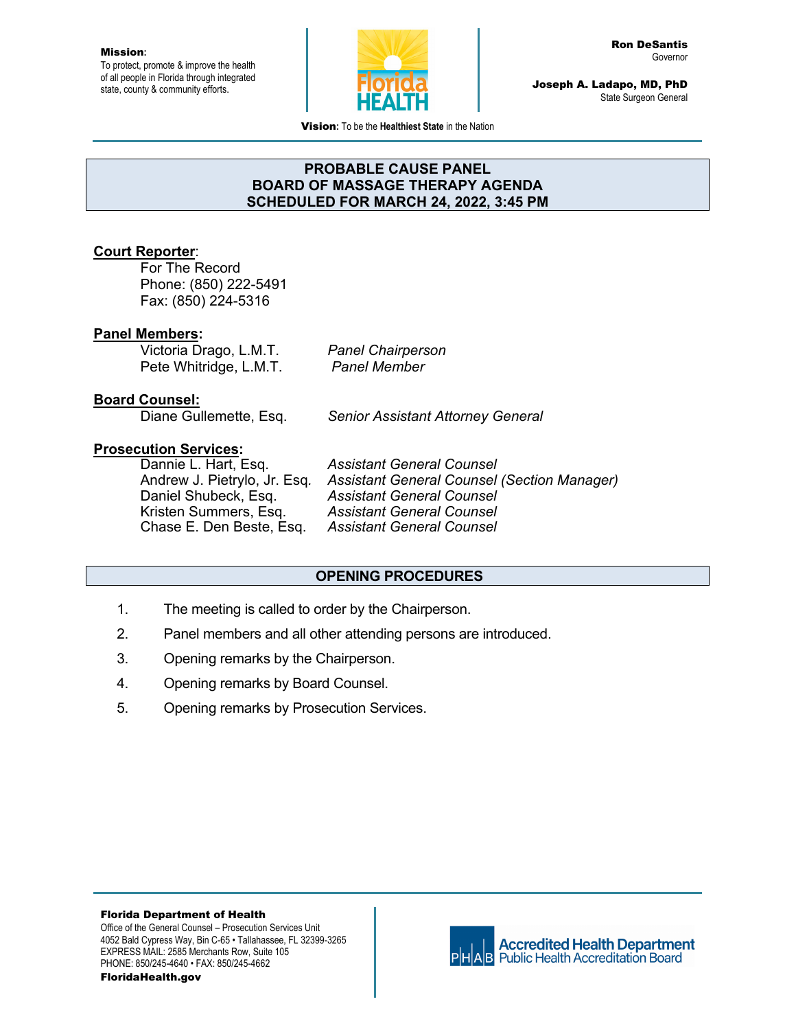**Mission**:
To protect, promote & improve the health of all people in Florida through integrated state, county & community efforts.

**Ron DeSantis**
Governor

**Joseph A. Ladapo, MD, PhD**
State Surgeon General

**Vision:** To be the **Healthiest State** in the Nation

# PROBABLE CAUSE PANEL
# BOARD OF MASSAGE THERAPY AGENDA
# SCHEDULED FOR MARCH 24, 2022, 3:45 PM

**Court Reporter**:

For The Record
Phone: (850) 222-5491
Fax: (850) 224-5316

**Panel Members:**

| | |
|---|---|
| Victoria Drago, L.M.T. | *Panel Chairperson* |
| Pete Whitridge, L.M.T. | *Panel Member* |

**Board Counsel:**

| | |
|---|---|
| Diane Gullemette, Esq. | *Senior Assistant Attorney General* |

**Prosecution Services:**

| | |
|---|---|
| Dannie L. Hart, Esq. | *Assistant General Counsel* |
| Andrew J. Pietrylo, Jr. Esq. | *Assistant General Counsel (Section Manager)* |
| Daniel Shubeck, Esq. | *Assistant General Counsel* |
| Kristen Summers, Esq. | *Assistant General Counsel* |
| Chase E. Den Beste, Esq. | *Assistant General Counsel* |

## OPENING PROCEDURES

1. The meeting is called to order by the Chairperson.
2. Panel members and all other attending persons are introduced.
3. Opening remarks by the Chairperson.
4. Opening remarks by Board Counsel.
5. Opening remarks by Prosecution Services.

**Florida Department of Health**
Office of the General Counsel – Prosecution Services Unit
4052 Bald Cypress Way, Bin C-65 • Tallahassee, FL 32399-3265
EXPRESS MAIL: 2585 Merchants Row, Suite 105
PHONE: 850/245-4640 • FAX: 850/245-4662
**FloridaHealth.gov**

Accredited Health Department
Public Health Accreditation Board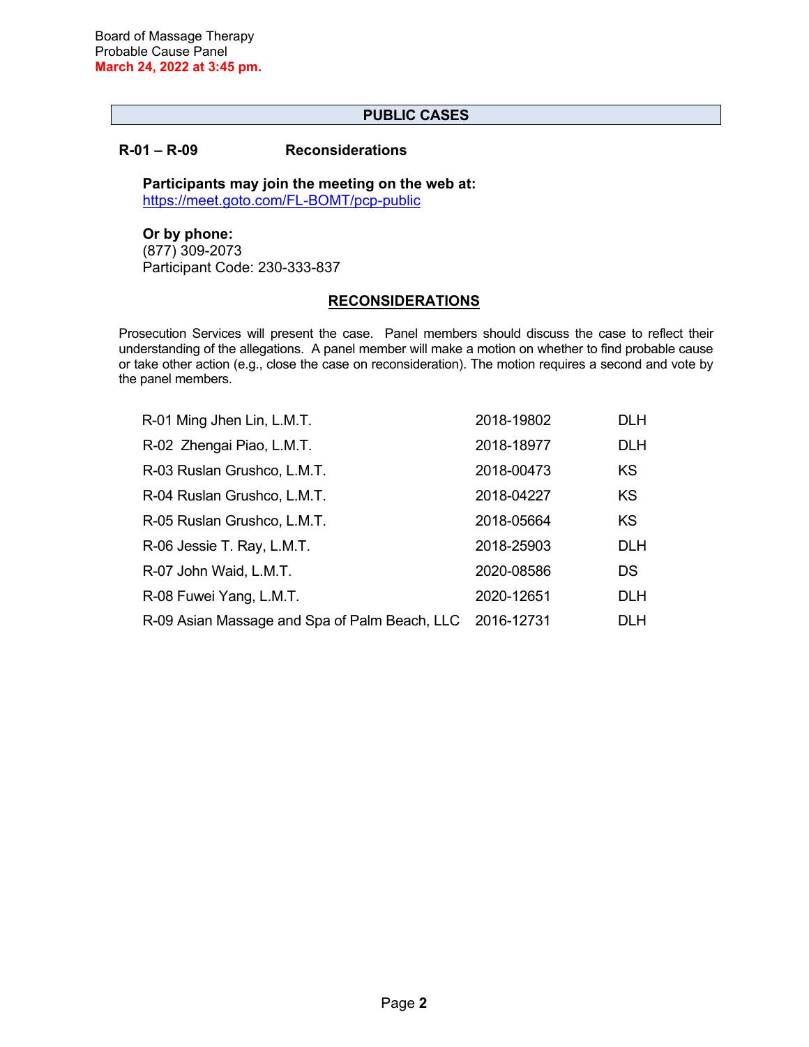Board of Massage Therapy
Probable Cause Panel
**March 24, 2022 at 3:45 pm.**

## PUBLIC CASES

**R-01 – R-09 Reconsiderations**

**Participants may join the meeting on the web at:**
https://meet.goto.com/FL-BOMT/pcp-public

**Or by phone:**
(877) 309-2073
Participant Code: 230-333-837

## RECONSIDERATIONS

Prosecution Services will present the case. Panel members should discuss the case to reflect their understanding of the allegations. A panel member will make a motion on whether to find probable cause or take other action (e.g., close the case on reconsideration). The motion requires a second and vote by the panel members.

| | | |
|---|---|---|
| R-01 Ming Jhen Lin, L.M.T. | 2018-19802 | DLH |
| R-02 Zhengai Piao, L.M.T. | 2018-18977 | DLH |
| R-03 Ruslan Grushco, L.M.T. | 2018-00473 | KS |
| R-04 Ruslan Grushco, L.M.T. | 2018-04227 | KS |
| R-05 Ruslan Grushco, L.M.T. | 2018-05664 | KS |
| R-06 Jessie T. Ray, L.M.T. | 2018-25903 | DLH |
| R-07 John Waid, L.M.T. | 2020-08586 | DS |
| R-08 Fuwei Yang, L.M.T. | 2020-12651 | DLH |
| R-09 Asian Massage and Spa of Palm Beach, LLC | 2016-12731 | DLH |